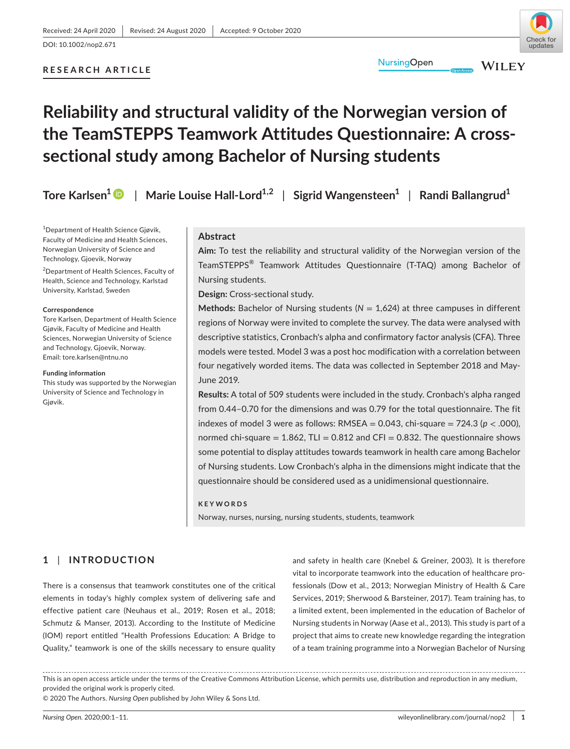Received: 24 April 2020 | Revised: 24 August 2020 | Accepted: 9 October 2020

DOI: 10.1002/nop2.671

**RESEARCH ARTICLE**

# Reliability and structural validity of the Norwegian version of the TeamSTEPPS Teamwork Attitudes Questionnaire: A cross-sectional study among Bachelor of Nursing students

**Tore Karlsen[1]** | **Marie Louise Hall-Lord[1,2]** | **Sigrid Wangensteen[1]** | **Randi Ballangrud[1]**

[1]Department of Health Science Gjøvik, Faculty of Medicine and Health Sciences, Norwegian University of Science and Technology, Gjoevik, Norway

[2]Department of Health Sciences, Faculty of Health, Science and Technology, Karlstad University, Karlstad, Sweden

**Correspondence**
Tore Karlsen, Department of Health Science Gjøvik, Faculty of Medicine and Health Sciences, Norwegian University of Science and Technology, Gjoevik, Norway.
Email: tore.karlsen@ntnu.no

**Funding information**
This study was supported by the Norwegian University of Science and Technology in Gjøvik.

## Abstract

**Aim:** To test the reliability and structural validity of the Norwegian version of the TeamSTEPPS® Teamwork Attitudes Questionnaire (T-TAQ) among Bachelor of Nursing students.

**Design:** Cross-sectional study.

**Methods:** Bachelor of Nursing students ($N = 1{,}624$) at three campuses in different regions of Norway were invited to complete the survey. The data were analysed with descriptive statistics, Cronbach's alpha and confirmatory factor analysis (CFA). Three models were tested. Model 3 was a post hoc modification with a correlation between four negatively worded items. The data was collected in September 2018 and May-June 2019.

**Results:** A total of 509 students were included in the study. Cronbach's alpha ranged from 0.44–0.70 for the dimensions and was 0.79 for the total questionnaire. The fit indexes of model 3 were as follows: RMSEA = 0.043, chi-square = 724.3 ($p < .000$), normed chi-square = 1.862, TLI = 0.812 and CFI = 0.832. The questionnaire shows some potential to display attitudes towards teamwork in health care among Bachelor of Nursing students. Low Cronbach's alpha in the dimensions might indicate that the questionnaire should be considered used as a unidimensional questionnaire.

**KEYWORDS**

Norway, nurses, nursing, nursing students, students, teamwork

## 1 | INTRODUCTION

There is a consensus that teamwork constitutes one of the critical elements in today's highly complex system of delivering safe and effective patient care (Neuhaus et al., 2019; Rosen et al., 2018; Schmutz & Manser, 2013). According to the Institute of Medicine (IOM) report entitled "Health Professions Education: A Bridge to Quality," teamwork is one of the skills necessary to ensure quality and safety in health care (Knebel & Greiner, 2003). It is therefore vital to incorporate teamwork into the education of healthcare professionals (Dow et al., 2013; Norwegian Ministry of Health & Care Services, 2019; Sherwood & Barsteiner, 2017). Team training has, to a limited extent, been implemented in the education of Bachelor of Nursing students in Norway (Aase et al., 2013). This study is part of a project that aims to create new knowledge regarding the integration of a team training programme into a Norwegian Bachelor of Nursing

This is an open access article under the terms of the Creative Commons Attribution License, which permits use, distribution and reproduction in any medium, provided the original work is properly cited.
© 2020 The Authors. *Nursing Open* published by John Wiley & Sons Ltd.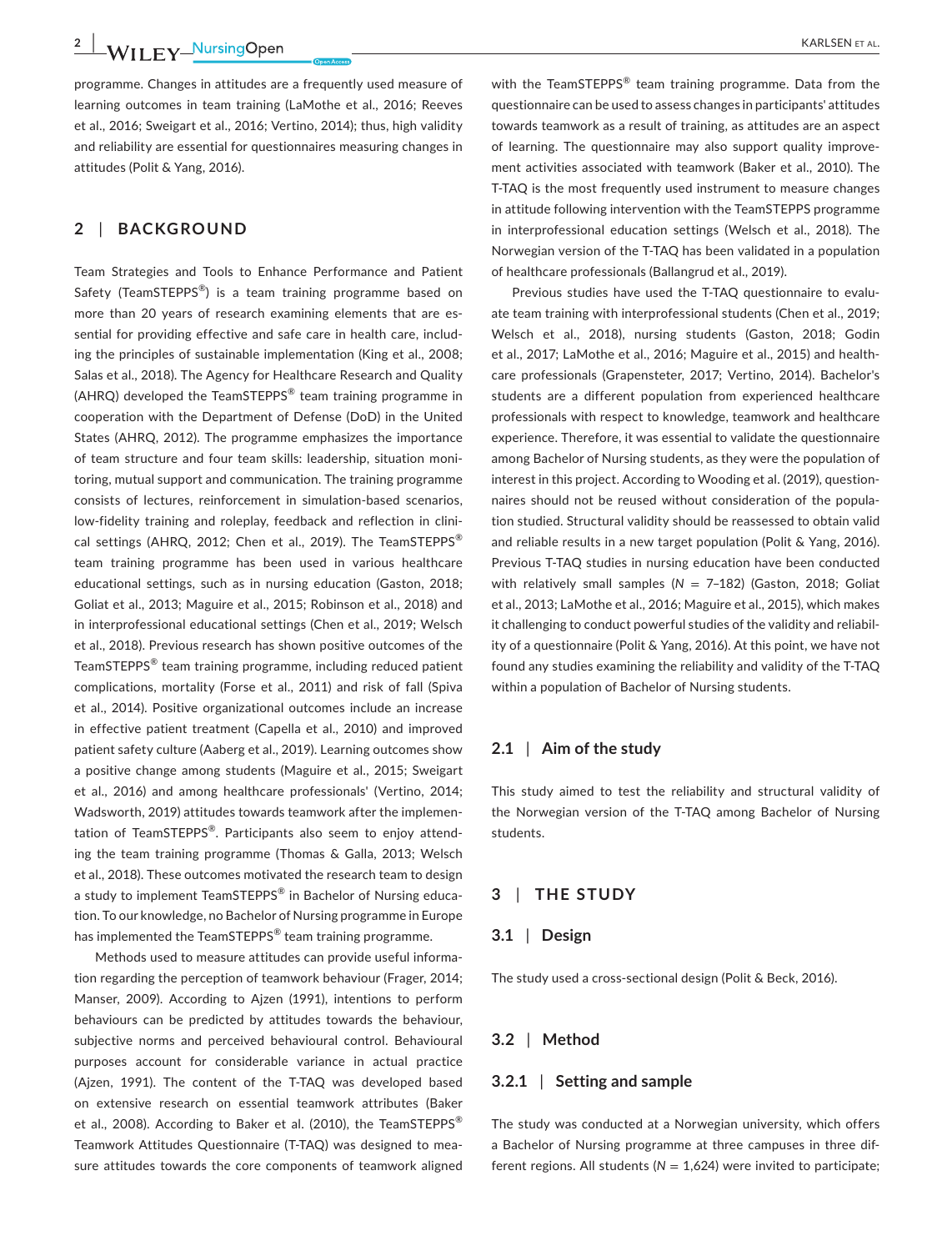programme. Changes in attitudes are a frequently used measure of learning outcomes in team training (LaMothe et al., 2016; Reeves et al., 2016; Sweigart et al., 2016; Vertino, 2014); thus, high validity and reliability are essential for questionnaires measuring changes in attitudes (Polit & Yang, 2016).

## 2 | BACKGROUND

Team Strategies and Tools to Enhance Performance and Patient Safety (TeamSTEPPS®) is a team training programme based on more than 20 years of research examining elements that are essential for providing effective and safe care in health care, including the principles of sustainable implementation (King et al., 2008; Salas et al., 2018). The Agency for Healthcare Research and Quality (AHRQ) developed the TeamSTEPPS® team training programme in cooperation with the Department of Defense (DoD) in the United States (AHRQ, 2012). The programme emphasizes the importance of team structure and four team skills: leadership, situation monitoring, mutual support and communication. The training programme consists of lectures, reinforcement in simulation-based scenarios, low-fidelity training and roleplay, feedback and reflection in clinical settings (AHRQ, 2012; Chen et al., 2019). The TeamSTEPPS® team training programme has been used in various healthcare educational settings, such as in nursing education (Gaston, 2018; Goliat et al., 2013; Maguire et al., 2015; Robinson et al., 2018) and in interprofessional educational settings (Chen et al., 2019; Welsch et al., 2018). Previous research has shown positive outcomes of the TeamSTEPPS® team training programme, including reduced patient complications, mortality (Forse et al., 2011) and risk of fall (Spiva et al., 2014). Positive organizational outcomes include an increase in effective patient treatment (Capella et al., 2010) and improved patient safety culture (Aaberg et al., 2019). Learning outcomes show a positive change among students (Maguire et al., 2015; Sweigart et al., 2016) and among healthcare professionals' (Vertino, 2014; Wadsworth, 2019) attitudes towards teamwork after the implementation of TeamSTEPPS®. Participants also seem to enjoy attending the team training programme (Thomas & Galla, 2013; Welsch et al., 2018). These outcomes motivated the research team to design a study to implement TeamSTEPPS® in Bachelor of Nursing education. To our knowledge, no Bachelor of Nursing programme in Europe has implemented the TeamSTEPPS® team training programme.

Methods used to measure attitudes can provide useful information regarding the perception of teamwork behaviour (Frager, 2014; Manser, 2009). According to Ajzen (1991), intentions to perform behaviours can be predicted by attitudes towards the behaviour, subjective norms and perceived behavioural control. Behavioural purposes account for considerable variance in actual practice (Ajzen, 1991). The content of the T-TAQ was developed based on extensive research on essential teamwork attributes (Baker et al., 2008). According to Baker et al. (2010), the TeamSTEPPS® Teamwork Attitudes Questionnaire (T-TAQ) was designed to measure attitudes towards the core components of teamwork aligned with the TeamSTEPPS® team training programme. Data from the questionnaire can be used to assess changes in participants' attitudes towards teamwork as a result of training, as attitudes are an aspect of learning. The questionnaire may also support quality improvement activities associated with teamwork (Baker et al., 2010). The T-TAQ is the most frequently used instrument to measure changes in attitude following intervention with the TeamSTEPPS programme in interprofessional education settings (Welsch et al., 2018). The Norwegian version of the T-TAQ has been validated in a population of healthcare professionals (Ballangrud et al., 2019).

Previous studies have used the T-TAQ questionnaire to evaluate team training with interprofessional students (Chen et al., 2019; Welsch et al., 2018), nursing students (Gaston, 2018; Godin et al., 2017; LaMothe et al., 2016; Maguire et al., 2015) and healthcare professionals (Grapensteter, 2017; Vertino, 2014). Bachelor's students are a different population from experienced healthcare professionals with respect to knowledge, teamwork and healthcare experience. Therefore, it was essential to validate the questionnaire among Bachelor of Nursing students, as they were the population of interest in this project. According to Wooding et al. (2019), questionnaires should not be reused without consideration of the population studied. Structural validity should be reassessed to obtain valid and reliable results in a new target population (Polit & Yang, 2016). Previous T-TAQ studies in nursing education have been conducted with relatively small samples (*N* = 7–182) (Gaston, 2018; Goliat et al., 2013; LaMothe et al., 2016; Maguire et al., 2015), which makes it challenging to conduct powerful studies of the validity and reliability of a questionnaire (Polit & Yang, 2016). At this point, we have not found any studies examining the reliability and validity of the T-TAQ within a population of Bachelor of Nursing students.

### 2.1 | Aim of the study

This study aimed to test the reliability and structural validity of the Norwegian version of the T-TAQ among Bachelor of Nursing students.

## 3 | THE STUDY

### 3.1 | Design

The study used a cross-sectional design (Polit & Beck, 2016).

### 3.2 | Method

#### 3.2.1 | Setting and sample

The study was conducted at a Norwegian university, which offers a Bachelor of Nursing programme at three campuses in three different regions. All students (*N* = 1,624) were invited to participate;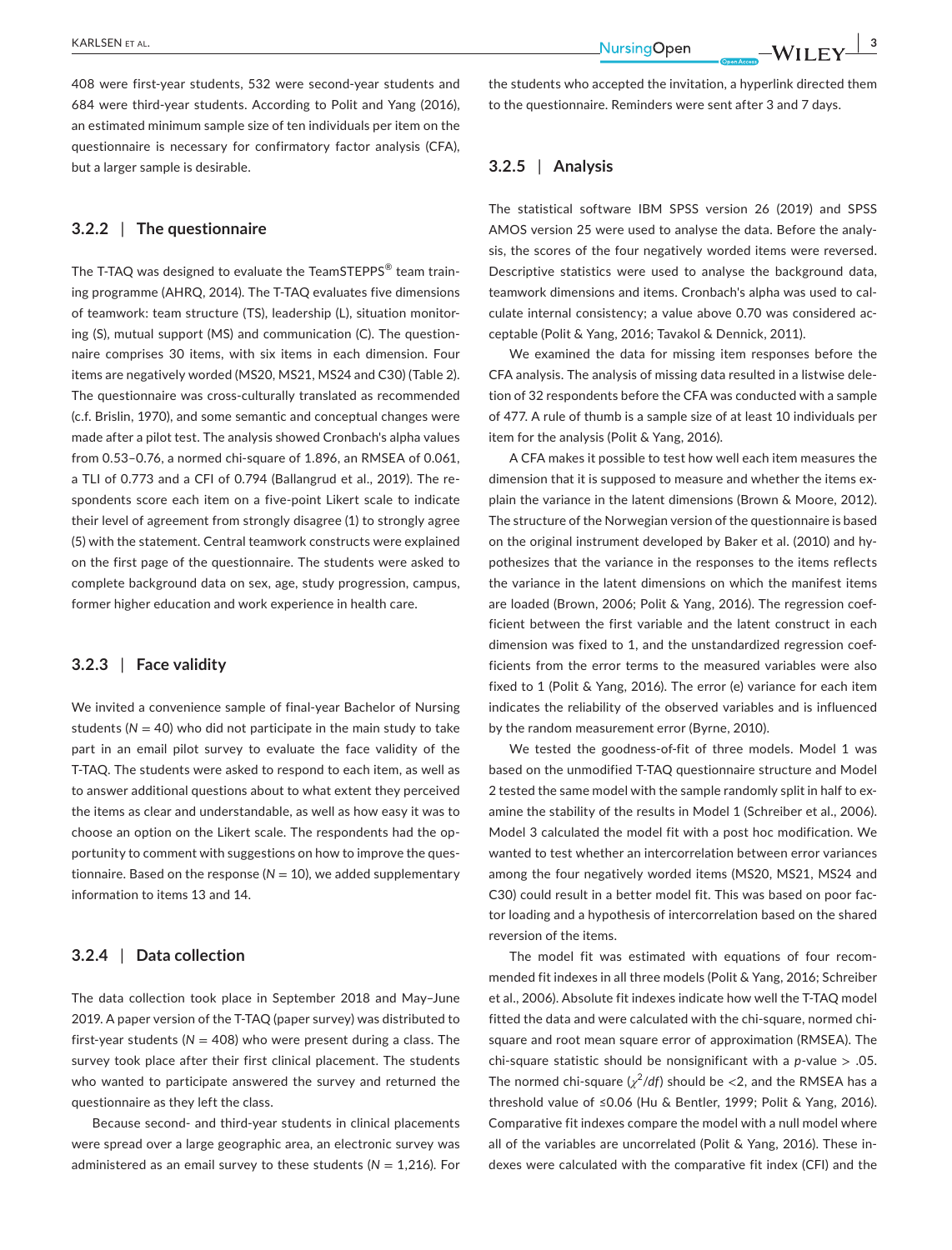408 were first-year students, 532 were second-year students and 684 were third-year students. According to Polit and Yang (2016), an estimated minimum sample size of ten individuals per item on the questionnaire is necessary for confirmatory factor analysis (CFA), but a larger sample is desirable.

### 3.2.2 | The questionnaire

The T-TAQ was designed to evaluate the TeamSTEPPS® team training programme (AHRQ, 2014). The T-TAQ evaluates five dimensions of teamwork: team structure (TS), leadership (L), situation monitoring (S), mutual support (MS) and communication (C). The questionnaire comprises 30 items, with six items in each dimension. Four items are negatively worded (MS20, MS21, MS24 and C30) (Table 2). The questionnaire was cross-culturally translated as recommended (c.f. Brislin, 1970), and some semantic and conceptual changes were made after a pilot test. The analysis showed Cronbach's alpha values from 0.53–0.76, a normed chi-square of 1.896, an RMSEA of 0.061, a TLI of 0.773 and a CFI of 0.794 (Ballangrud et al., 2019). The respondents score each item on a five-point Likert scale to indicate their level of agreement from strongly disagree (1) to strongly agree (5) with the statement. Central teamwork constructs were explained on the first page of the questionnaire. The students were asked to complete background data on sex, age, study progression, campus, former higher education and work experience in health care.

### 3.2.3 | Face validity

We invited a convenience sample of final-year Bachelor of Nursing students ($N = 40$) who did not participate in the main study to take part in an email pilot survey to evaluate the face validity of the T-TAQ. The students were asked to respond to each item, as well as to answer additional questions about to what extent they perceived the items as clear and understandable, as well as how easy it was to choose an option on the Likert scale. The respondents had the opportunity to comment with suggestions on how to improve the questionnaire. Based on the response ($N = 10$), we added supplementary information to items 13 and 14.

### 3.2.4 | Data collection

The data collection took place in September 2018 and May–June 2019. A paper version of the T-TAQ (paper survey) was distributed to first-year students ($N = 408$) who were present during a class. The survey took place after their first clinical placement. The students who wanted to participate answered the survey and returned the questionnaire as they left the class.

Because second- and third-year students in clinical placements were spread over a large geographic area, an electronic survey was administered as an email survey to these students ($N = 1,216$). For the students who accepted the invitation, a hyperlink directed them to the questionnaire. Reminders were sent after 3 and 7 days.

### 3.2.5 | Analysis

The statistical software IBM SPSS version 26 (2019) and SPSS AMOS version 25 were used to analyse the data. Before the analysis, the scores of the four negatively worded items were reversed. Descriptive statistics were used to analyse the background data, teamwork dimensions and items. Cronbach's alpha was used to calculate internal consistency; a value above 0.70 was considered acceptable (Polit & Yang, 2016; Tavakol & Dennick, 2011).

We examined the data for missing item responses before the CFA analysis. The analysis of missing data resulted in a listwise deletion of 32 respondents before the CFA was conducted with a sample of 477. A rule of thumb is a sample size of at least 10 individuals per item for the analysis (Polit & Yang, 2016).

A CFA makes it possible to test how well each item measures the dimension that it is supposed to measure and whether the items explain the variance in the latent dimensions (Brown & Moore, 2012). The structure of the Norwegian version of the questionnaire is based on the original instrument developed by Baker et al. (2010) and hypothesizes that the variance in the responses to the items reflects the variance in the latent dimensions on which the manifest items are loaded (Brown, 2006; Polit & Yang, 2016). The regression coefficient between the first variable and the latent construct in each dimension was fixed to 1, and the unstandardized regression coefficients from the error terms to the measured variables were also fixed to 1 (Polit & Yang, 2016). The error (e) variance for each item indicates the reliability of the observed variables and is influenced by the random measurement error (Byrne, 2010).

We tested the goodness-of-fit of three models. Model 1 was based on the unmodified T-TAQ questionnaire structure and Model 2 tested the same model with the sample randomly split in half to examine the stability of the results in Model 1 (Schreiber et al., 2006). Model 3 calculated the model fit with a post hoc modification. We wanted to test whether an intercorrelation between error variances among the four negatively worded items (MS20, MS21, MS24 and C30) could result in a better model fit. This was based on poor factor loading and a hypothesis of intercorrelation based on the shared reversion of the items.

The model fit was estimated with equations of four recommended fit indexes in all three models (Polit & Yang, 2016; Schreiber et al., 2006). Absolute fit indexes indicate how well the T-TAQ model fitted the data and were calculated with the chi-square, normed chi-square and root mean square error of approximation (RMSEA). The chi-square statistic should be nonsignificant with a $p$-value $> .05$. The normed chi-square ($\chi^2/df$) should be $<2$, and the RMSEA has a threshold value of $\leq 0.06$ (Hu & Bentler, 1999; Polit & Yang, 2016). Comparative fit indexes compare the model with a null model where all of the variables are uncorrelated (Polit & Yang, 2016). These indexes were calculated with the comparative fit index (CFI) and the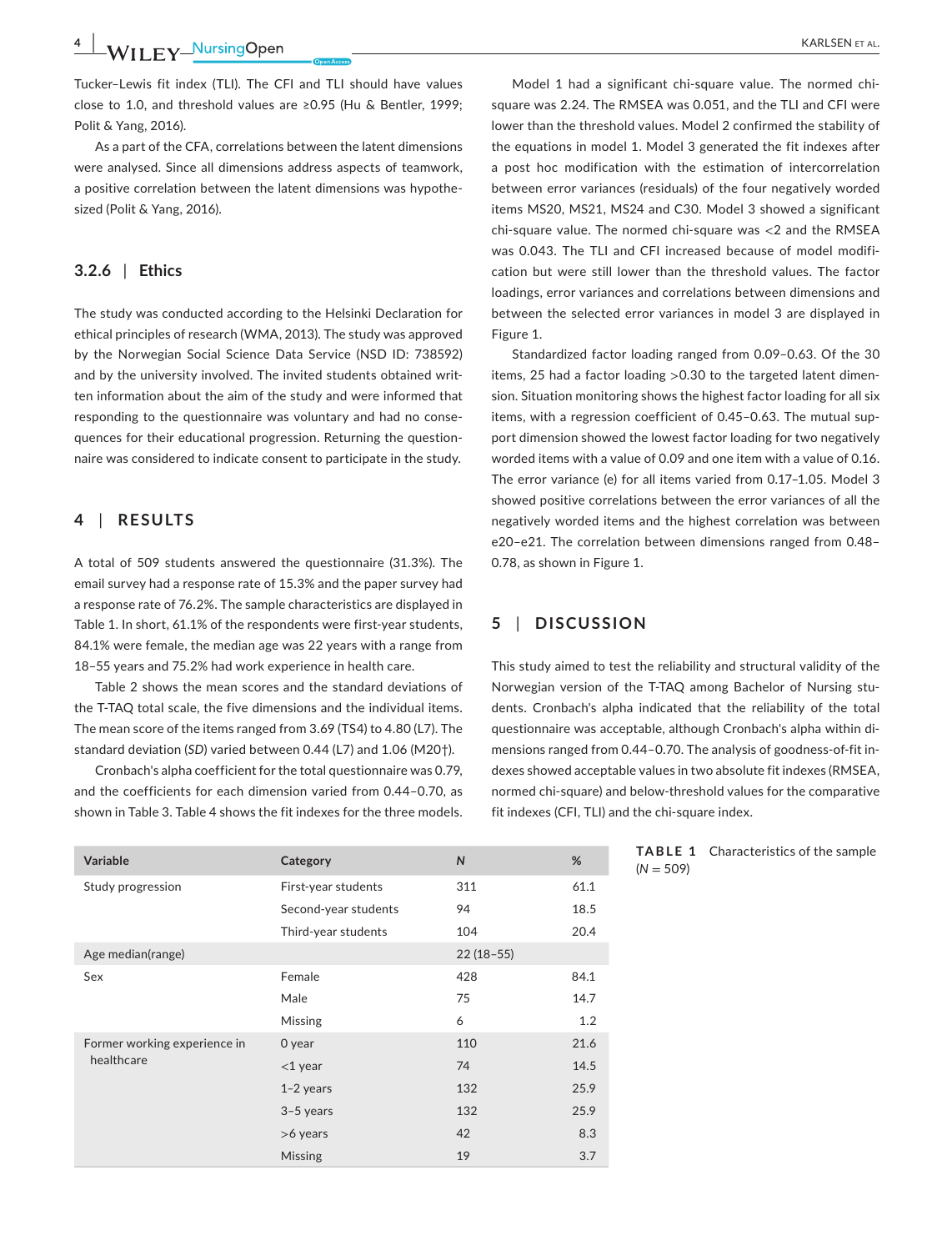Tucker–Lewis fit index (TLI). The CFI and TLI should have values close to 1.0, and threshold values are ≥0.95 (Hu & Bentler, 1999; Polit & Yang, 2016).

As a part of the CFA, correlations between the latent dimensions were analysed. Since all dimensions address aspects of teamwork, a positive correlation between the latent dimensions was hypothesized (Polit & Yang, 2016).

### 3.2.6 | Ethics

The study was conducted according to the Helsinki Declaration for ethical principles of research (WMA, 2013). The study was approved by the Norwegian Social Science Data Service (NSD ID: 738592) and by the university involved. The invited students obtained written information about the aim of the study and were informed that responding to the questionnaire was voluntary and had no consequences for their educational progression. Returning the questionnaire was considered to indicate consent to participate in the study.

## 4 | RESULTS

A total of 509 students answered the questionnaire (31.3%). The email survey had a response rate of 15.3% and the paper survey had a response rate of 76.2%. The sample characteristics are displayed in Table 1. In short, 61.1% of the respondents were first-year students, 84.1% were female, the median age was 22 years with a range from 18–55 years and 75.2% had work experience in health care.

Table 2 shows the mean scores and the standard deviations of the T-TAQ total scale, the five dimensions and the individual items. The mean score of the items ranged from 3.69 (TS4) to 4.80 (L7). The standard deviation (*SD*) varied between 0.44 (L7) and 1.06 (M20†).

Cronbach's alpha coefficient for the total questionnaire was 0.79, and the coefficients for each dimension varied from 0.44–0.70, as shown in Table 3. Table 4 shows the fit indexes for the three models.

Model 1 had a significant chi-square value. The normed chi-square was 2.24. The RMSEA was 0.051, and the TLI and CFI were lower than the threshold values. Model 2 confirmed the stability of the equations in model 1. Model 3 generated the fit indexes after a post hoc modification with the estimation of intercorrelation between error variances (residuals) of the four negatively worded items MS20, MS21, MS24 and C30. Model 3 showed a significant chi-square value. The normed chi-square was <2 and the RMSEA was 0.043. The TLI and CFI increased because of model modification but were still lower than the threshold values. The factor loadings, error variances and correlations between dimensions and between the selected error variances in model 3 are displayed in Figure 1.

Standardized factor loading ranged from 0.09–0.63. Of the 30 items, 25 had a factor loading >0.30 to the targeted latent dimension. Situation monitoring shows the highest factor loading for all six items, with a regression coefficient of 0.45–0.63. The mutual support dimension showed the lowest factor loading for two negatively worded items with a value of 0.09 and one item with a value of 0.16. The error variance (e) for all items varied from 0.17–1.05. Model 3 showed positive correlations between the error variances of all the negatively worded items and the highest correlation was between e20–e21. The correlation between dimensions ranged from 0.48–0.78, as shown in Figure 1.

## 5 | DISCUSSION

This study aimed to test the reliability and structural validity of the Norwegian version of the T-TAQ among Bachelor of Nursing students. Cronbach's alpha indicated that the reliability of the total questionnaire was acceptable, although Cronbach's alpha within dimensions ranged from 0.44–0.70. The analysis of goodness-of-fit indexes showed acceptable values in two absolute fit indexes (RMSEA, normed chi-square) and below-threshold values for the comparative fit indexes (CFI, TLI) and the chi-square index.

**TABLE 1** Characteristics of the sample (*N* = 509)

| Variable | Category | *N* | % |
|---|---|---|---|
| Study progression | First-year students | 311 | 61.1 |
| | Second-year students | 94 | 18.5 |
| | Third-year students | 104 | 20.4 |
| Age median(range) | | 22 (18–55) | |
| Sex | Female | 428 | 84.1 |
| | Male | 75 | 14.7 |
| | Missing | 6 | 1.2 |
| Former working experience in healthcare | 0 year | 110 | 21.6 |
| | <1 year | 74 | 14.5 |
| | 1–2 years | 132 | 25.9 |
| | 3–5 years | 132 | 25.9 |
| | >6 years | 42 | 8.3 |
| | Missing | 19 | 3.7 |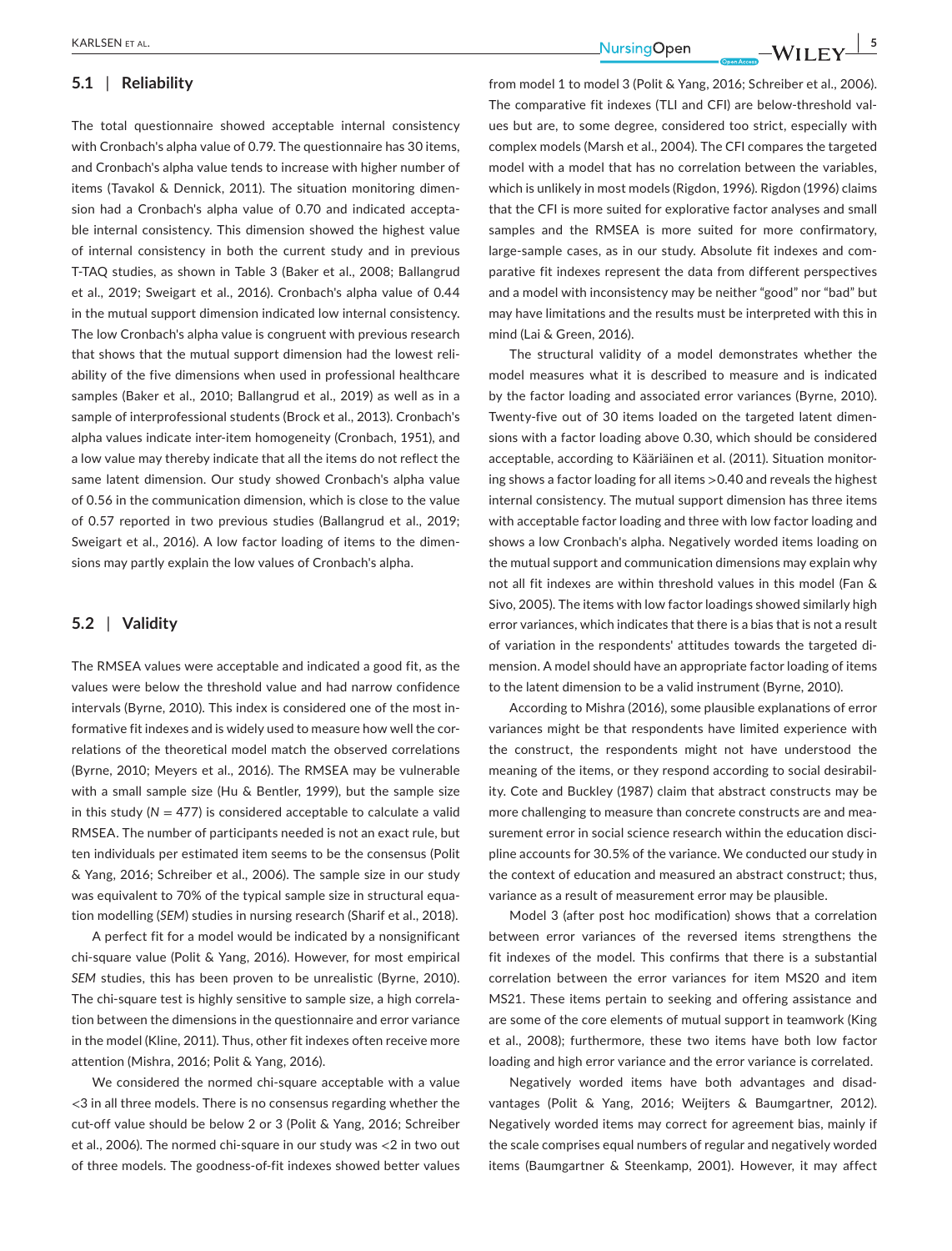## 5.1 | Reliability

The total questionnaire showed acceptable internal consistency with Cronbach's alpha value of 0.79. The questionnaire has 30 items, and Cronbach's alpha value tends to increase with higher number of items (Tavakol & Dennick, 2011). The situation monitoring dimension had a Cronbach's alpha value of 0.70 and indicated acceptable internal consistency. This dimension showed the highest value of internal consistency in both the current study and in previous T-TAQ studies, as shown in Table 3 (Baker et al., 2008; Ballangrud et al., 2019; Sweigart et al., 2016). Cronbach's alpha value of 0.44 in the mutual support dimension indicated low internal consistency. The low Cronbach's alpha value is congruent with previous research that shows that the mutual support dimension had the lowest reliability of the five dimensions when used in professional healthcare samples (Baker et al., 2010; Ballangrud et al., 2019) as well as in a sample of interprofessional students (Brock et al., 2013). Cronbach's alpha values indicate inter-item homogeneity (Cronbach, 1951), and a low value may thereby indicate that all the items do not reflect the same latent dimension. Our study showed Cronbach's alpha value of 0.56 in the communication dimension, which is close to the value of 0.57 reported in two previous studies (Ballangrud et al., 2019; Sweigart et al., 2016). A low factor loading of items to the dimensions may partly explain the low values of Cronbach's alpha.

## 5.2 | Validity

The RMSEA values were acceptable and indicated a good fit, as the values were below the threshold value and had narrow confidence intervals (Byrne, 2010). This index is considered one of the most informative fit indexes and is widely used to measure how well the correlations of the theoretical model match the observed correlations (Byrne, 2010; Meyers et al., 2016). The RMSEA may be vulnerable with a small sample size (Hu & Bentler, 1999), but the sample size in this study ($N = 477$) is considered acceptable to calculate a valid RMSEA. The number of participants needed is not an exact rule, but ten individuals per estimated item seems to be the consensus (Polit & Yang, 2016; Schreiber et al., 2006). The sample size in our study was equivalent to 70% of the typical sample size in structural equation modelling (*SEM*) studies in nursing research (Sharif et al., 2018).

A perfect fit for a model would be indicated by a nonsignificant chi-square value (Polit & Yang, 2016). However, for most empirical *SEM* studies, this has been proven to be unrealistic (Byrne, 2010). The chi-square test is highly sensitive to sample size, a high correlation between the dimensions in the questionnaire and error variance in the model (Kline, 2011). Thus, other fit indexes often receive more attention (Mishra, 2016; Polit & Yang, 2016).

We considered the normed chi-square acceptable with a value <3 in all three models. There is no consensus regarding whether the cut-off value should be below 2 or 3 (Polit & Yang, 2016; Schreiber et al., 2006). The normed chi-square in our study was <2 in two out of three models. The goodness-of-fit indexes showed better values from model 1 to model 3 (Polit & Yang, 2016; Schreiber et al., 2006). The comparative fit indexes (TLI and CFI) are below-threshold values but are, to some degree, considered too strict, especially with complex models (Marsh et al., 2004). The CFI compares the targeted model with a model that has no correlation between the variables, which is unlikely in most models (Rigdon, 1996). Rigdon (1996) claims that the CFI is more suited for explorative factor analyses and small samples and the RMSEA is more suited for more confirmatory, large-sample cases, as in our study. Absolute fit indexes and comparative fit indexes represent the data from different perspectives and a model with inconsistency may be neither "good" nor "bad" but may have limitations and the results must be interpreted with this in mind (Lai & Green, 2016).

The structural validity of a model demonstrates whether the model measures what it is described to measure and is indicated by the factor loading and associated error variances (Byrne, 2010). Twenty-five out of 30 items loaded on the targeted latent dimensions with a factor loading above 0.30, which should be considered acceptable, according to Kääriäinen et al. (2011). Situation monitoring shows a factor loading for all items >0.40 and reveals the highest internal consistency. The mutual support dimension has three items with acceptable factor loading and three with low factor loading and shows a low Cronbach's alpha. Negatively worded items loading on the mutual support and communication dimensions may explain why not all fit indexes are within threshold values in this model (Fan & Sivo, 2005). The items with low factor loadings showed similarly high error variances, which indicates that there is a bias that is not a result of variation in the respondents' attitudes towards the targeted dimension. A model should have an appropriate factor loading of items to the latent dimension to be a valid instrument (Byrne, 2010).

According to Mishra (2016), some plausible explanations of error variances might be that respondents have limited experience with the construct, the respondents might not have understood the meaning of the items, or they respond according to social desirability. Cote and Buckley (1987) claim that abstract constructs may be more challenging to measure than concrete constructs are and measurement error in social science research within the education discipline accounts for 30.5% of the variance. We conducted our study in the context of education and measured an abstract construct; thus, variance as a result of measurement error may be plausible.

Model 3 (after post hoc modification) shows that a correlation between error variances of the reversed items strengthens the fit indexes of the model. This confirms that there is a substantial correlation between the error variances for item MS20 and item MS21. These items pertain to seeking and offering assistance and are some of the core elements of mutual support in teamwork (King et al., 2008); furthermore, these two items have both low factor loading and high error variance and the error variance is correlated.

Negatively worded items have both advantages and disadvantages (Polit & Yang, 2016; Weijters & Baumgartner, 2012). Negatively worded items may correct for agreement bias, mainly if the scale comprises equal numbers of regular and negatively worded items (Baumgartner & Steenkamp, 2001). However, it may affect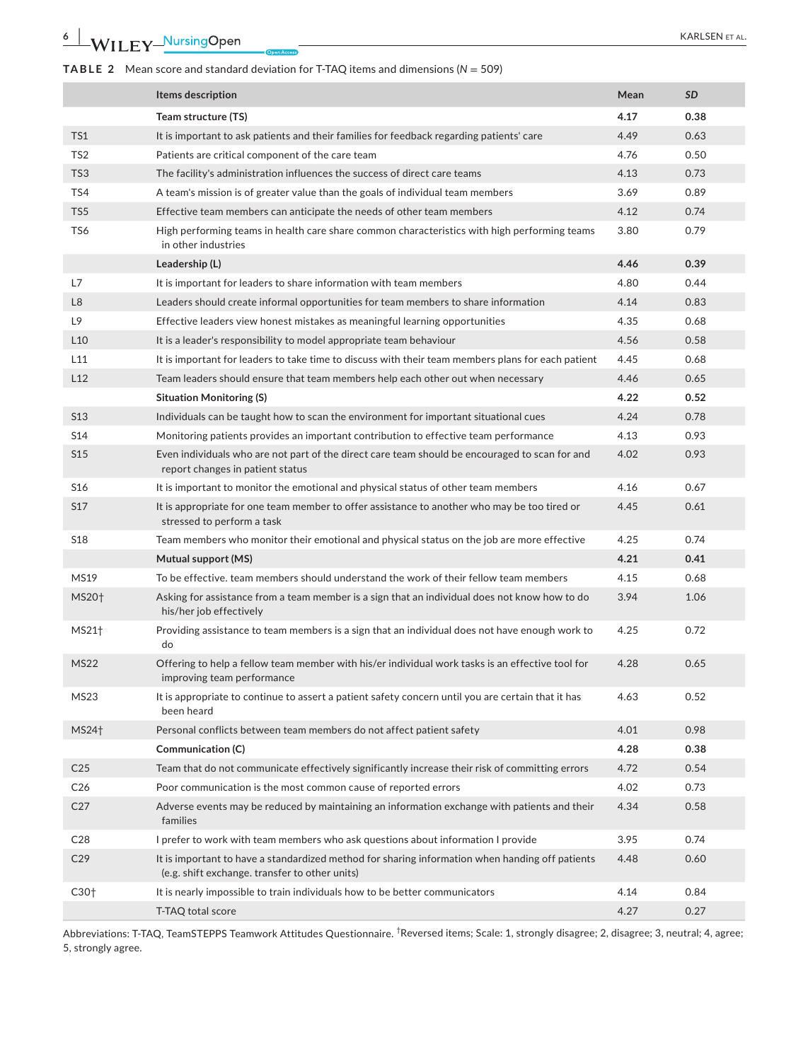**TABLE 2** Mean score and standard deviation for T-TAQ items and dimensions (*N* = 509)

| | Items description | Mean | *SD* |
|---|---|---|---|
| | **Team structure (TS)** | **4.17** | **0.38** |
| TS1 | It is important to ask patients and their families for feedback regarding patients' care | 4.49 | 0.63 |
| TS2 | Patients are critical component of the care team | 4.76 | 0.50 |
| TS3 | The facility's administration influences the success of direct care teams | 4.13 | 0.73 |
| TS4 | A team's mission is of greater value than the goals of individual team members | 3.69 | 0.89 |
| TS5 | Effective team members can anticipate the needs of other team members | 4.12 | 0.74 |
| TS6 | High performing teams in health care share common characteristics with high performing teams in other industries | 3.80 | 0.79 |
| | **Leadership (L)** | **4.46** | **0.39** |
| L7 | It is important for leaders to share information with team members | 4.80 | 0.44 |
| L8 | Leaders should create informal opportunities for team members to share information | 4.14 | 0.83 |
| L9 | Effective leaders view honest mistakes as meaningful learning opportunities | 4.35 | 0.68 |
| L10 | It is a leader's responsibility to model appropriate team behaviour | 4.56 | 0.58 |
| L11 | It is important for leaders to take time to discuss with their team members plans for each patient | 4.45 | 0.68 |
| L12 | Team leaders should ensure that team members help each other out when necessary | 4.46 | 0.65 |
| | **Situation Monitoring (S)** | **4.22** | **0.52** |
| S13 | Individuals can be taught how to scan the environment for important situational cues | 4.24 | 0.78 |
| S14 | Monitoring patients provides an important contribution to effective team performance | 4.13 | 0.93 |
| S15 | Even individuals who are not part of the direct care team should be encouraged to scan for and report changes in patient status | 4.02 | 0.93 |
| S16 | It is important to monitor the emotional and physical status of other team members | 4.16 | 0.67 |
| S17 | It is appropriate for one team member to offer assistance to another who may be too tired or stressed to perform a task | 4.45 | 0.61 |
| S18 | Team members who monitor their emotional and physical status on the job are more effective | 4.25 | 0.74 |
| | **Mutual support (MS)** | **4.21** | **0.41** |
| MS19 | To be effective. team members should understand the work of their fellow team members | 4.15 | 0.68 |
| MS20† | Asking for assistance from a team member is a sign that an individual does not know how to do his/her job effectively | 3.94 | 1.06 |
| MS21† | Providing assistance to team members is a sign that an individual does not have enough work to do | 4.25 | 0.72 |
| MS22 | Offering to help a fellow team member with his/er individual work tasks is an effective tool for improving team performance | 4.28 | 0.65 |
| MS23 | It is appropriate to continue to assert a patient safety concern until you are certain that it has been heard | 4.63 | 0.52 |
| MS24† | Personal conflicts between team members do not affect patient safety | 4.01 | 0.98 |
| | **Communication (C)** | **4.28** | **0.38** |
| C25 | Team that do not communicate effectively significantly increase their risk of committing errors | 4.72 | 0.54 |
| C26 | Poor communication is the most common cause of reported errors | 4.02 | 0.73 |
| C27 | Adverse events may be reduced by maintaining an information exchange with patients and their families | 4.34 | 0.58 |
| C28 | I prefer to work with team members who ask questions about information I provide | 3.95 | 0.74 |
| C29 | It is important to have a standardized method for sharing information when handing off patients (e.g. shift exchange. transfer to other units) | 4.48 | 0.60 |
| C30† | It is nearly impossible to train individuals how to be better communicators | 4.14 | 0.84 |
| | T-TAQ total score | 4.27 | 0.27 |

Abbreviations: T-TAQ, TeamSTEPPS Teamwork Attitudes Questionnaire. †Reversed items; Scale: 1, strongly disagree; 2, disagree; 3, neutral; 4, agree; 5, strongly agree.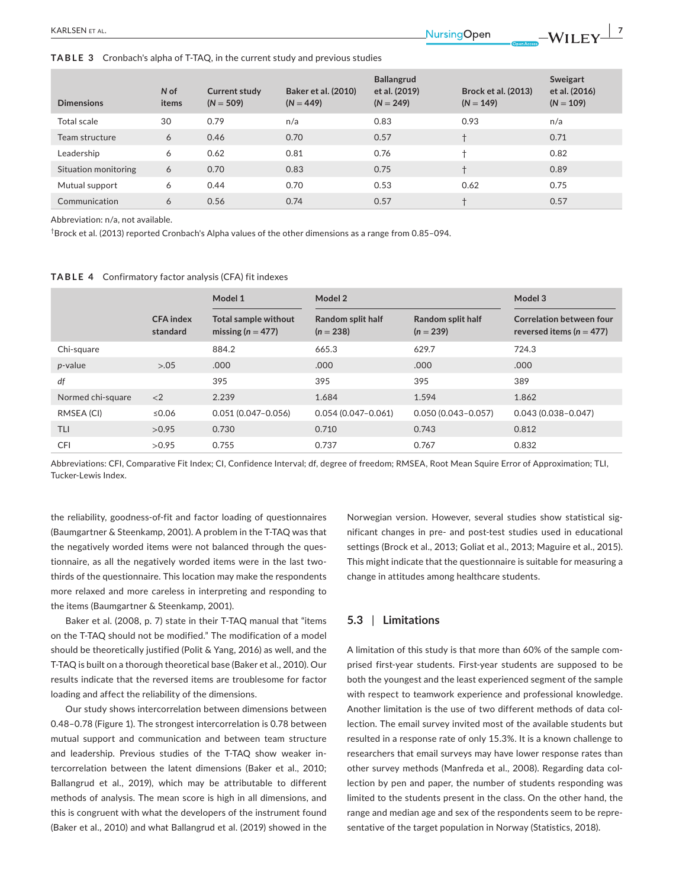**TABLE 3** Cronbach's alpha of T-TAQ, in the current study and previous studies

| Dimensions | N of items | Current study (N = 509) | Baker et al. (2010) (N = 449) | Ballangrud et al. (2019) (N = 249) | Brock et al. (2013) (N = 149) | Sweigart et al. (2016) (N = 109) |
|---|---|---|---|---|---|---|
| Total scale | 30 | 0.79 | n/a | 0.83 | 0.93 | n/a |
| Team structure | 6 | 0.46 | 0.70 | 0.57 | † | 0.71 |
| Leadership | 6 | 0.62 | 0.81 | 0.76 | † | 0.82 |
| Situation monitoring | 6 | 0.70 | 0.83 | 0.75 | † | 0.89 |
| Mutual support | 6 | 0.44 | 0.70 | 0.53 | 0.62 | 0.75 |
| Communication | 6 | 0.56 | 0.74 | 0.57 | † | 0.57 |

Abbreviation: n/a, not available.

†Brock et al. (2013) reported Cronbach's Alpha values of the other dimensions as a range from 0.85–094.

**TABLE 4** Confirmatory factor analysis (CFA) fit indexes

| | | Model 1 | Model 2 | | Model 3 |
|---|---|---|---|---|---|
| | CFA index standard | Total sample without missing (n = 477) | Random split half (n = 238) | Random split half (n = 239) | Correlation between four reversed items (n = 477) |
| Chi-square | | 884.2 | 665.3 | 629.7 | 724.3 |
| *p*-value | >.05 | .000 | .000 | .000 | .000 |
| *df* | | 395 | 395 | 395 | 389 |
| Normed chi-square | <2 | 2.239 | 1.684 | 1.594 | 1.862 |
| RMSEA (CI) | ≤0.06 | 0.051 (0.047–0.056) | 0.054 (0.047–0.061) | 0.050 (0.043–0.057) | 0.043 (0.038–0.047) |
| TLI | >0.95 | 0.730 | 0.710 | 0.743 | 0.812 |
| CFI | >0.95 | 0.755 | 0.737 | 0.767 | 0.832 |

Abbreviations: CFI, Comparative Fit Index; CI, Confidence Interval; df, degree of freedom; RMSEA, Root Mean Squire Error of Approximation; TLI, Tucker-Lewis Index.

the reliability, goodness-of-fit and factor loading of questionnaires (Baumgartner & Steenkamp, 2001). A problem in the T-TAQ was that the negatively worded items were not balanced through the questionnaire, as all the negatively worded items were in the last two-thirds of the questionnaire. This location may make the respondents more relaxed and more careless in interpreting and responding to the items (Baumgartner & Steenkamp, 2001).

Baker et al. (2008, p. 7) state in their T-TAQ manual that "items on the T-TAQ should not be modified." The modification of a model should be theoretically justified (Polit & Yang, 2016) as well, and the T-TAQ is built on a thorough theoretical base (Baker et al., 2010). Our results indicate that the reversed items are troublesome for factor loading and affect the reliability of the dimensions.

Our study shows intercorrelation between dimensions between 0.48–0.78 (Figure 1). The strongest intercorrelation is 0.78 between mutual support and communication and between team structure and leadership. Previous studies of the T-TAQ show weaker intercorrelation between the latent dimensions (Baker et al., 2010; Ballangrud et al., 2019), which may be attributable to different methods of analysis. The mean score is high in all dimensions, and this is congruent with what the developers of the instrument found (Baker et al., 2010) and what Ballangrud et al. (2019) showed in the Norwegian version. However, several studies show statistical significant changes in pre- and post-test studies used in educational settings (Brock et al., 2013; Goliat et al., 2013; Maguire et al., 2015). This might indicate that the questionnaire is suitable for measuring a change in attitudes among healthcare students.

### 5.3 | Limitations

A limitation of this study is that more than 60% of the sample comprised first-year students. First-year students are supposed to be both the youngest and the least experienced segment of the sample with respect to teamwork experience and professional knowledge. Another limitation is the use of two different methods of data collection. The email survey invited most of the available students but resulted in a response rate of only 15.3%. It is a known challenge to researchers that email surveys may have lower response rates than other survey methods (Manfreda et al., 2008). Regarding data collection by pen and paper, the number of students responding was limited to the students present in the class. On the other hand, the range and median age and sex of the respondents seem to be representative of the target population in Norway (Statistics, 2018).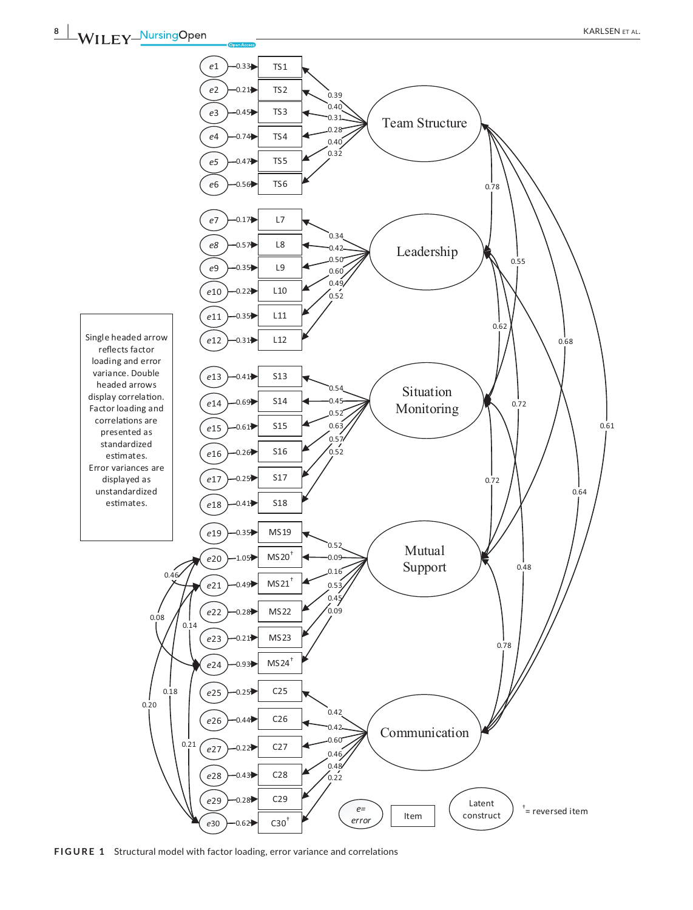Single headed arrow reflects factor loading and error variance. Double headed arrows display correlation. Factor loading and correlations are presented as standardized estimates. Error variances are displayed as unstandardized estimates.

† = reversed item

**FIGURE 1** Structural model with factor loading, error variance and correlations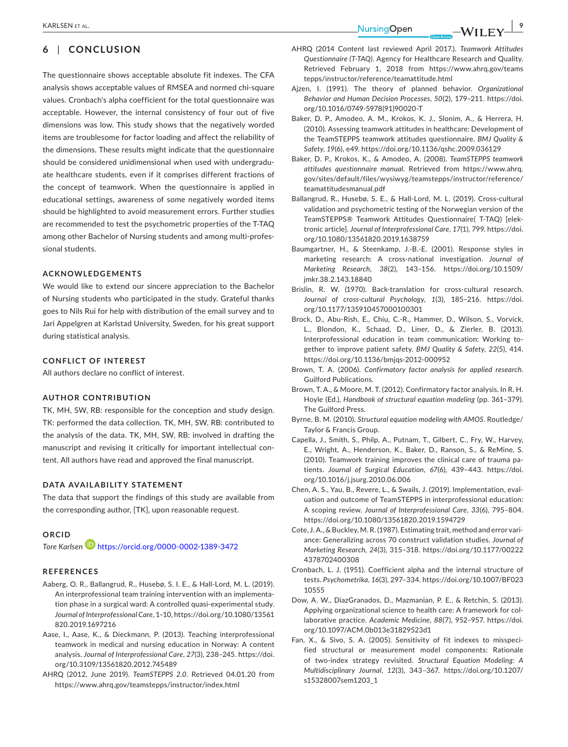## 6 | CONCLUSION

The questionnaire shows acceptable absolute fit indexes. The CFA analysis shows acceptable values of RMSEA and normed chi-square values. Cronbach's alpha coefficient for the total questionnaire was acceptable. However, the internal consistency of four out of five dimensions was low. This study shows that the negatively worded items are troublesome for factor loading and affect the reliability of the dimensions. These results might indicate that the questionnaire should be considered unidimensional when used with undergraduate healthcare students, even if it comprises different fractions of the concept of teamwork. When the questionnaire is applied in educational settings, awareness of some negatively worded items should be highlighted to avoid measurement errors. Further studies are recommended to test the psychometric properties of the T-TAQ among other Bachelor of Nursing students and among multi-professional students.

### ACKNOWLEDGEMENTS

We would like to extend our sincere appreciation to the Bachelor of Nursing students who participated in the study. Grateful thanks goes to Nils Rui for help with distribution of the email survey and to Jari Appelgren at Karlstad University, Sweden, for his great support during statistical analysis.

### CONFLICT OF INTEREST

All authors declare no conflict of interest.

### AUTHOR CONTRIBUTION

TK, MH, SW, RB: responsible for the conception and study design. TK: performed the data collection. TK, MH, SW, RB: contributed to the analysis of the data. TK, MH, SW, RB: involved in drafting the manuscript and revising it critically for important intellectual content. All authors have read and approved the final manuscript.

### DATA AVAILABILITY STATEMENT

The data that support the findings of this study are available from the corresponding author, [TK], upon reasonable request.

### ORCID

*Tore Karlsen* https://orcid.org/0000-0002-1389-3472

### REFERENCES

Aaberg, O. R., Ballangrud, R., Husebø, S. I. E., & Hall-Lord, M. L. (2019). An interprofessional team training intervention with an implementation phase in a surgical ward: A controlled quasi-experimental study. *Journal of Interprofessional Care*, 1–10, https://doi.org/10.1080/13561820.2019.1697216

Aase, I., Aase, K., & Dieckmann, P. (2013). Teaching interprofessional teamwork in medical and nursing education in Norway: A content analysis. *Journal of Interprofessional Care*, *27*(3), 238–245. https://doi.org/10.3109/13561820.2012.745489

AHRQ (2012, June 2019). *TeamSTEPPS 2.0*. Retrieved 04.01.20 from https://www.ahrq.gov/teamstepps/instructor/index.html

AHRQ (2014 Content last reviewed April 2017.). *Teamwork Attitudes Questionnaire (T-TAQ)*. Agency for Healthcare Research and Quality. Retrieved February 1, 2018 from https://www.ahrq.gov/teamstepps/instructor/reference/teamattitude.html

Ajzen, I. (1991). The theory of planned behavior. *Organizational Behavior and Human Decision Processes*, *50*(2), 179–211. https://doi.org/10.1016/0749-5978(91)90020-T

Baker, D. P., Amodeo, A. M., Krokos, K. J., Slonim, A., & Herrera, H. (2010). Assessing teamwork attitudes in healthcare: Development of the TeamSTEPPS teamwork attitudes questionnaire. *BMJ Quality & Safety*, *19*(6), e49. https://doi.org/10.1136/qshc.2009.036129

Baker, D. P., Krokos, K., & Amodeo, A. (2008). *TeamSTEPPS teamwork attitudes questionnaire manual*. Retrieved from https://www.ahrq.gov/sites/default/files/wysiwyg/teamstepps/instructor/reference/teamattitudesmanual.pdf

Ballangrud, R., Husebø, S. E., & Hall-Lord, M. L. (2019). Cross-cultural validation and psychometric testing of the Norwegian version of the TeamSTEPPS® Teamwork Attitudes Questionnaire( T-TAQ) [elektronic article]. *Journal of Interprofessional Care*, *17*(1), 799. https://doi.org/10.1080/13561820.2019.1638759

Baumgartner, H., & Steenkamp, J.-B.-E. (2001). Response styles in marketing research: A cross-national investigation. *Journal of Marketing Research*, *38*(2), 143–156. https://doi.org/10.1509/jmkr.38.2.143.18840

Brislin, R. W. (1970). Back-translation for cross-cultural research. *Journal of cross-cultural Psychology*, *1*(3), 185–216. https://doi.org/10.1177/135910457000100301

Brock, D., Abu-Rish, E., Chiu, C.-R., Hammer, D., Wilson, S., Vorvick, L., Blondon, K., Schaad, D., Liner, D., & Zierler, B. (2013). Interprofessional education in team communication: Working together to improve patient safety. *BMJ Quality & Safety*, *22*(5), 414. https://doi.org/10.1136/bmjqs-2012-000952

Brown, T. A. (2006). *Confirmatory factor analysis for applied research*. Guilford Publications.

Brown, T. A., & Moore, M. T. (2012). Confirmatory factor analysis. In R. H. Hoyle (Ed.), *Handbook of structural equation modeling* (pp. 361–379). The Guilford Press.

Byrne, B. M. (2010). *Structural equation modeling with AMOS*. Routledge/Taylor & Francis Group.

Capella, J., Smith, S., Philp, A., Putnam, T., Gilbert, C., Fry, W., Harvey, E., Wright, A., Henderson, K., Baker, D., Ranson, S., & ReMine, S. (2010). Teamwork training improves the clinical care of trauma patients. *Journal of Surgical Education*, *67*(6), 439–443. https://doi.org/10.1016/j.jsurg.2010.06.006

Chen, A. S., Yau, B., Revere, L., & Swails, J. (2019). Implementation, evaluation and outcome of TeamSTEPPS in interprofessional education: A scoping review. *Journal of Interprofessional Care*, *33*(6), 795–804. https://doi.org/10.1080/13561820.2019.1594729

Cote, J. A., & Buckley, M. R. (1987). Estimating trait, method and error variance: Generalizing across 70 construct validation studies. *Journal of Marketing Research*, *24*(3), 315–318. https://doi.org/10.1177/002224378702400308

Cronbach, L. J. (1951). Coefficient alpha and the internal structure of tests. *Psychometrika*, *16*(3), 297–334. https://doi.org/10.1007/BF02310555

Dow, A. W., DiazGranados, D., Mazmanian, P. E., & Retchin, S. (2013). Applying organizational science to health care: A framework for collaborative practice. *Academic Medicine*, *88*(7), 952–957. https://doi.org/10.1097/ACM.0b013e31829523d1

Fan, X., & Sivo, S. A. (2005). Sensitivity of fit indexes to misspecified structural or measurement model components: Rationale of two-index strategy revisited. *Structural Equation Modeling: A Multidisciplinary Journal*, *12*(3), 343–367. https://doi.org/10.1207/s15328007sem1203_1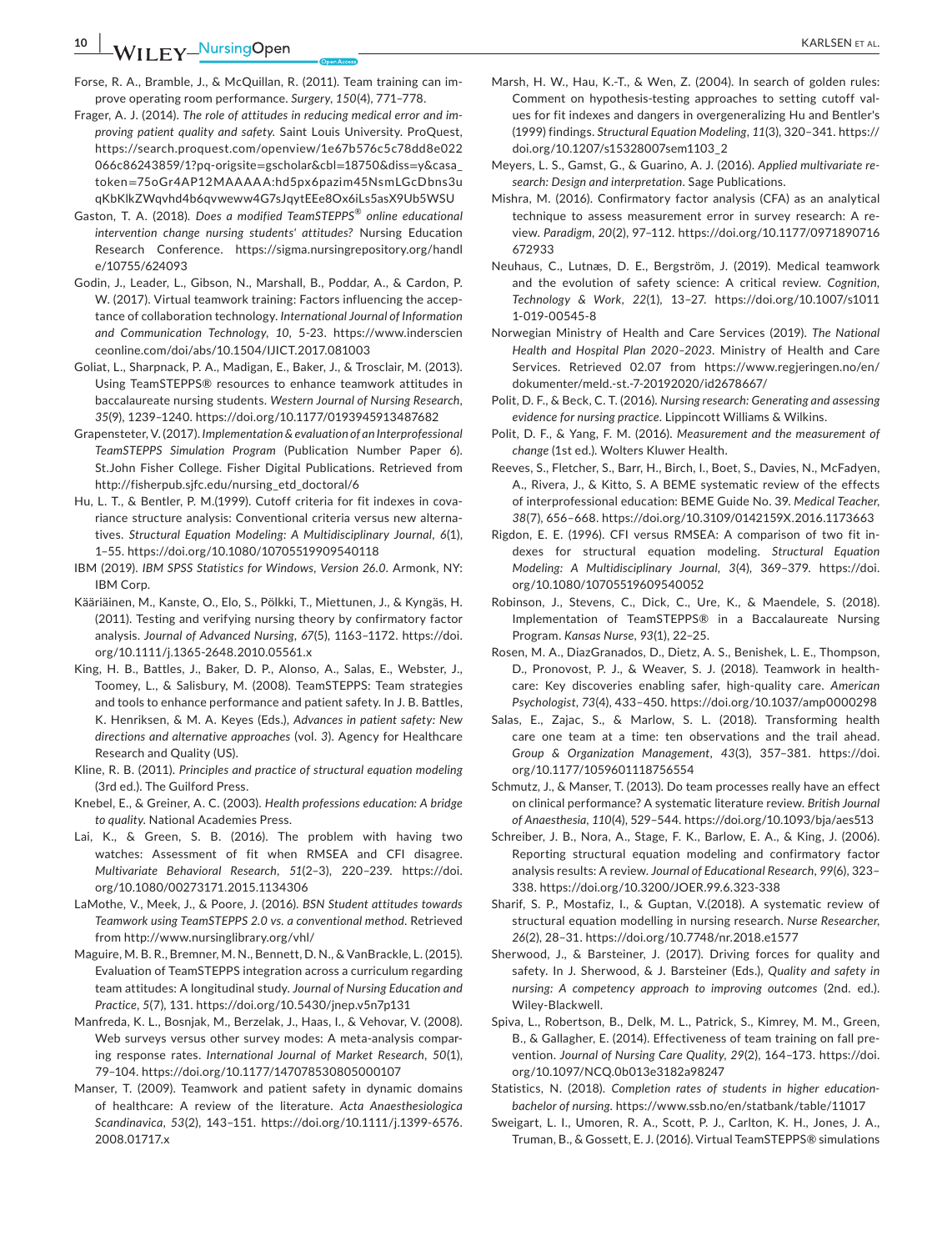Forse, R. A., Bramble, J., & McQuillan, R. (2011). Team training can improve operating room performance. *Surgery*, *150*(4), 771–778.

Frager, A. J. (2014). *The role of attitudes in reducing medical error and improving patient quality and safety*. Saint Louis University. ProQuest, https://search.proquest.com/openview/1e67b576c5c78dd8e022066c86243859/1?pq-origsite=gscholar&cbl=18750&diss=y&casa_token=75oGr4AP12MAAAAA:hd5px6pazim45NsmLGcDbns3uqKbKlkZWqvhd4b6qvweww4G7sJqytEEe8Ox6iLs5asX9Ub5WSU

Gaston, T. A. (2018). *Does a modified TeamSTEPPS® online educational intervention change nursing students' attitudes?* Nursing Education Research Conference. https://sigma.nursingrepository.org/handle/10755/624093

Godin, J., Leader, L., Gibson, N., Marshall, B., Poddar, A., & Cardon, P. W. (2017). Virtual teamwork training: Factors influencing the acceptance of collaboration technology. *International Journal of Information and Communication Technology*, *10*, 5-23. https://www.inderscienceonline.com/doi/abs/10.1504/IJICT.2017.081003

Goliat, L., Sharpnack, P. A., Madigan, E., Baker, J., & Trosclair, M. (2013). Using TeamSTEPPS® resources to enhance teamwork attitudes in baccalaureate nursing students. *Western Journal of Nursing Research*, *35*(9), 1239–1240. https://doi.org/10.1177/0193945913487682

Grapensteter, V. (2017). *Implementation & evaluation of an Interprofessional TeamSTEPPS Simulation Program* (Publication Number Paper 6). St.John Fisher College. Fisher Digital Publications. Retrieved from http://fisherpub.sjfc.edu/nursing_etd_doctoral/6

Hu, L. T., & Bentler, P. M.(1999). Cutoff criteria for fit indexes in covariance structure analysis: Conventional criteria versus new alternatives. *Structural Equation Modeling: A Multidisciplinary Journal*, *6*(1), 1–55. https://doi.org/10.1080/10705519909540118

IBM (2019). *IBM SPSS Statistics for Windows, Version 26.0*. Armonk, NY: IBM Corp.

Kääriäinen, M., Kanste, O., Elo, S., Pölkki, T., Miettunen, J., & Kyngäs, H. (2011). Testing and verifying nursing theory by confirmatory factor analysis. *Journal of Advanced Nursing*, *67*(5), 1163–1172. https://doi.org/10.1111/j.1365-2648.2010.05561.x

King, H. B., Battles, J., Baker, D. P., Alonso, A., Salas, E., Webster, J., Toomey, L., & Salisbury, M. (2008). TeamSTEPPS: Team strategies and tools to enhance performance and patient safety. In J. B. Battles, K. Henriksen, & M. A. Keyes (Eds.), *Advances in patient safety: New directions and alternative approaches* (vol. 3). Agency for Healthcare Research and Quality (US).

Kline, R. B. (2011). *Principles and practice of structural equation modeling* (3rd ed.). The Guilford Press.

Knebel, E., & Greiner, A. C. (2003). *Health professions education: A bridge to quality*. National Academies Press.

Lai, K., & Green, S. B. (2016). The problem with having two watches: Assessment of fit when RMSEA and CFI disagree. *Multivariate Behavioral Research*, *51*(2–3), 220–239. https://doi.org/10.1080/00273171.2015.1134306

LaMothe, V., Meek, J., & Poore, J. (2016). *BSN Student attitudes towards Teamwork using TeamSTEPPS 2.0 vs. a conventional method*. Retrieved from http://www.nursinglibrary.org/vhl/

Maguire, M. B. R., Bremner, M. N., Bennett, D. N., & VanBrackle, L. (2015). Evaluation of TeamSTEPPS integration across a curriculum regarding team attitudes: A longitudinal study. *Journal of Nursing Education and Practice*, *5*(7), 131. https://doi.org/10.5430/jnep.v5n7p131

Manfreda, K. L., Bosnjak, M., Berzelak, J., Haas, I., & Vehovar, V. (2008). Web surveys versus other survey modes: A meta-analysis comparing response rates. *International Journal of Market Research*, *50*(1), 79–104. https://doi.org/10.1177/147078530805000107

Manser, T. (2009). Teamwork and patient safety in dynamic domains of healthcare: A review of the literature. *Acta Anaesthesiologica Scandinavica*, *53*(2), 143–151. https://doi.org/10.1111/j.1399-6576.2008.01717.x

Marsh, H. W., Hau, K.-T., & Wen, Z. (2004). In search of golden rules: Comment on hypothesis-testing approaches to setting cutoff values for fit indexes and dangers in overgeneralizing Hu and Bentler's (1999) findings. *Structural Equation Modeling*, *11*(3), 320–341. https://doi.org/10.1207/s15328007sem1103_2

Meyers, L. S., Gamst, G., & Guarino, A. J. (2016). *Applied multivariate research: Design and interpretation*. Sage Publications.

Mishra, M. (2016). Confirmatory factor analysis (CFA) as an analytical technique to assess measurement error in survey research: A review. *Paradigm*, *20*(2), 97–112. https://doi.org/10.1177/0971890716672933

Neuhaus, C., Lutnæs, D. E., Bergström, J. (2019). Medical teamwork and the evolution of safety science: A critical review. *Cognition, Technology & Work*, *22*(1), 13–27. https://doi.org/10.1007/s10111-019-00545-8

Norwegian Ministry of Health and Care Services (2019). *The National Health and Hospital Plan 2020–2023*. Ministry of Health and Care Services. Retrieved 02.07 from https://www.regjeringen.no/en/dokumenter/meld.-st.-7-20192020/id2678667/

Polit, D. F., & Beck, C. T. (2016). *Nursing research: Generating and assessing evidence for nursing practice*. Lippincott Williams & Wilkins.

Polit, D. F., & Yang, F. M. (2016). *Measurement and the measurement of change* (1st ed.). Wolters Kluwer Health.

Reeves, S., Fletcher, S., Barr, H., Birch, I., Boet, S., Davies, N., McFadyen, A., Rivera, J., & Kitto, S. A BEME systematic review of the effects of interprofessional education: BEME Guide No. 39. *Medical Teacher*, *38*(7), 656–668. https://doi.org/10.3109/0142159X.2016.1173663

Rigdon, E. E. (1996). CFI versus RMSEA: A comparison of two fit indexes for structural equation modeling. *Structural Equation Modeling: A Multidisciplinary Journal*, *3*(4), 369–379. https://doi.org/10.1080/10705519609540052

Robinson, J., Stevens, C., Dick, C., Ure, K., & Maendele, S. (2018). Implementation of TeamSTEPPS® in a Baccalaureate Nursing Program. *Kansas Nurse*, *93*(1), 22–25.

Rosen, M. A., DiazGranados, D., Dietz, A. S., Benishek, L. E., Thompson, D., Pronovost, P. J., & Weaver, S. J. (2018). Teamwork in healthcare: Key discoveries enabling safer, high-quality care. *American Psychologist*, *73*(4), 433–450. https://doi.org/10.1037/amp0000298

Salas, E., Zajac, S., & Marlow, S. L. (2018). Transforming health care one team at a time: ten observations and the trail ahead. *Group & Organization Management*, *43*(3), 357–381. https://doi.org/10.1177/1059601118756554

Schmutz, J., & Manser, T. (2013). Do team processes really have an effect on clinical performance? A systematic literature review. *British Journal of Anaesthesia*, *110*(4), 529–544. https://doi.org/10.1093/bja/aes513

Schreiber, J. B., Nora, A., Stage, F. K., Barlow, E. A., & King, J. (2006). Reporting structural equation modeling and confirmatory factor analysis results: A review. *Journal of Educational Research*, *99*(6), 323–338. https://doi.org/10.3200/JOER.99.6.323-338

Sharif, S. P., Mostafiz, I., & Guptan, V.(2018). A systematic review of structural equation modelling in nursing research. *Nurse Researcher*, *26*(2), 28–31. https://doi.org/10.7748/nr.2018.e1577

Sherwood, J., & Barsteiner, J. (2017). Driving forces for quality and safety. In J. Sherwood, & J. Barsteiner (Eds.), *Quality and safety in nursing: A competency approach to improving outcomes* (2nd. ed.). Wiley-Blackwell.

Spiva, L., Robertson, B., Delk, M. L., Patrick, S., Kimrey, M. M., Green, B., & Gallagher, E. (2014). Effectiveness of team training on fall prevention. *Journal of Nursing Care Quality*, *29*(2), 164–173. https://doi.org/10.1097/NCQ.0b013e3182a98247

Statistics, N. (2018). *Completion rates of students in higher education-bachelor of nursing*. https://www.ssb.no/en/statbank/table/11017

Sweigart, L. I., Umoren, R. A., Scott, P. J., Carlton, K. H., Jones, J. A., Truman, B., & Gossett, E. J. (2016). Virtual TeamSTEPPS® simulations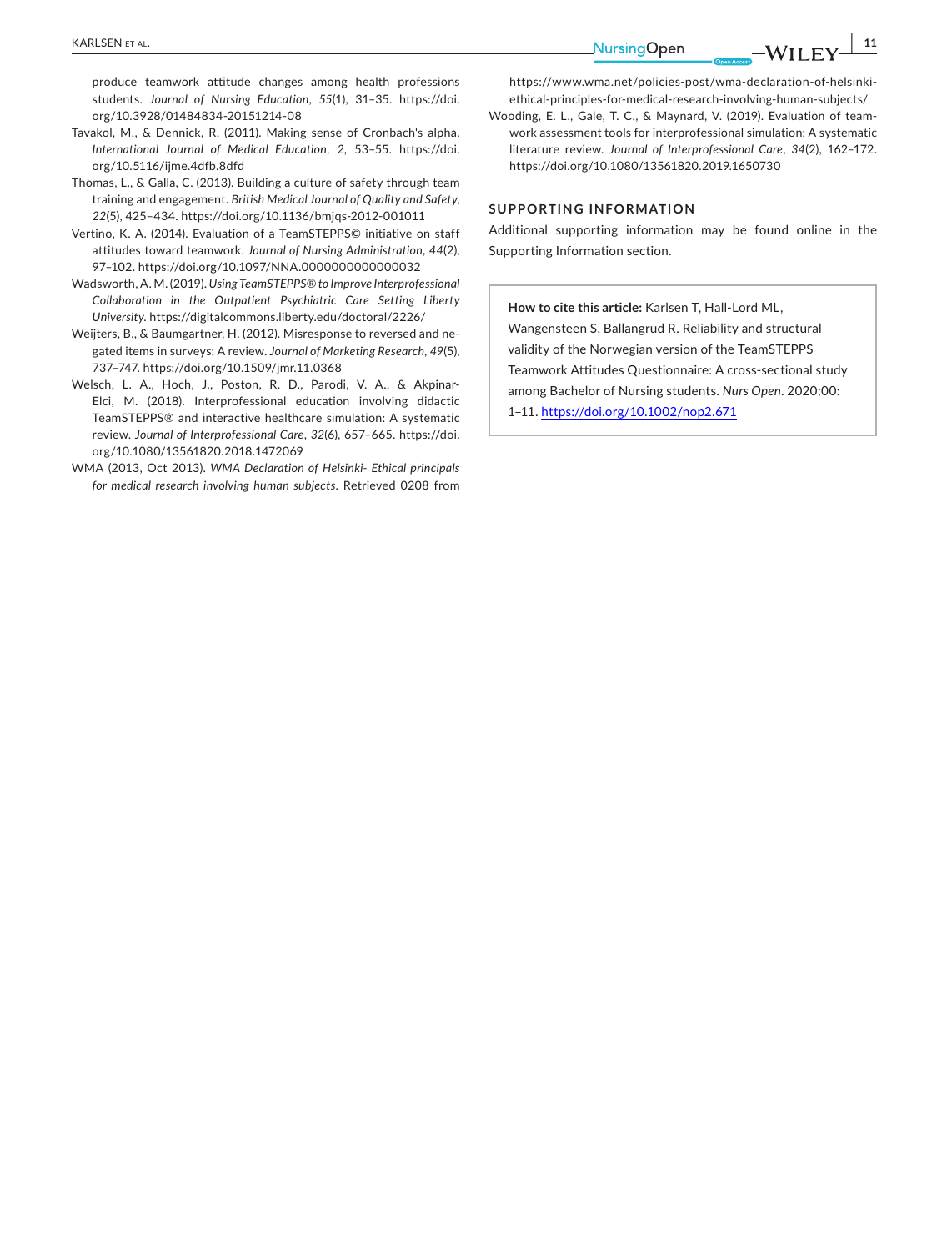produce teamwork attitude changes among health professions students. *Journal of Nursing Education*, *55*(1), 31–35. https://doi.org/10.3928/01484834-20151214-08

Tavakol, M., & Dennick, R. (2011). Making sense of Cronbach's alpha. *International Journal of Medical Education*, *2*, 53–55. https://doi.org/10.5116/ijme.4dfb.8dfd

Thomas, L., & Galla, C. (2013). Building a culture of safety through team training and engagement. *British Medical Journal of Quality and Safety*, *22*(5), 425–434. https://doi.org/10.1136/bmjqs-2012-001011

Vertino, K. A. (2014). Evaluation of a TeamSTEPPS© initiative on staff attitudes toward teamwork. *Journal of Nursing Administration*, *44*(2), 97–102. https://doi.org/10.1097/NNA.0000000000000032

Wadsworth, A. M. (2019). *Using TeamSTEPPS® to Improve Interprofessional Collaboration in the Outpatient Psychiatric Care Setting Liberty University*. https://digitalcommons.liberty.edu/doctoral/2226/

Weijters, B., & Baumgartner, H. (2012). Misresponse to reversed and negated items in surveys: A review. *Journal of Marketing Research*, *49*(5), 737–747. https://doi.org/10.1509/jmr.11.0368

Welsch, L. A., Hoch, J., Poston, R. D., Parodi, V. A., & Akpinar-Elci, M. (2018). Interprofessional education involving didactic TeamSTEPPS® and interactive healthcare simulation: A systematic review. *Journal of Interprofessional Care*, *32*(6), 657–665. https://doi.org/10.1080/13561820.2018.1472069

WMA (2013, Oct 2013). *WMA Declaration of Helsinki- Ethical principals for medical research involving human subjects*. Retrieved 0208 from https://www.wma.net/policies-post/wma-declaration-of-helsinki-ethical-principles-for-medical-research-involving-human-subjects/

Wooding, E. L., Gale, T. C., & Maynard, V. (2019). Evaluation of teamwork assessment tools for interprofessional simulation: A systematic literature review. *Journal of Interprofessional Care*, *34*(2), 162–172. https://doi.org/10.1080/13561820.2019.1650730

## SUPPORTING INFORMATION

Additional supporting information may be found online in the Supporting Information section.

**How to cite this article:** Karlsen T, Hall-Lord ML, Wangensteen S, Ballangrud R. Reliability and structural validity of the Norwegian version of the TeamSTEPPS Teamwork Attitudes Questionnaire: A cross-sectional study among Bachelor of Nursing students. *Nurs Open*. 2020;00:1–11. https://doi.org/10.1002/nop2.671